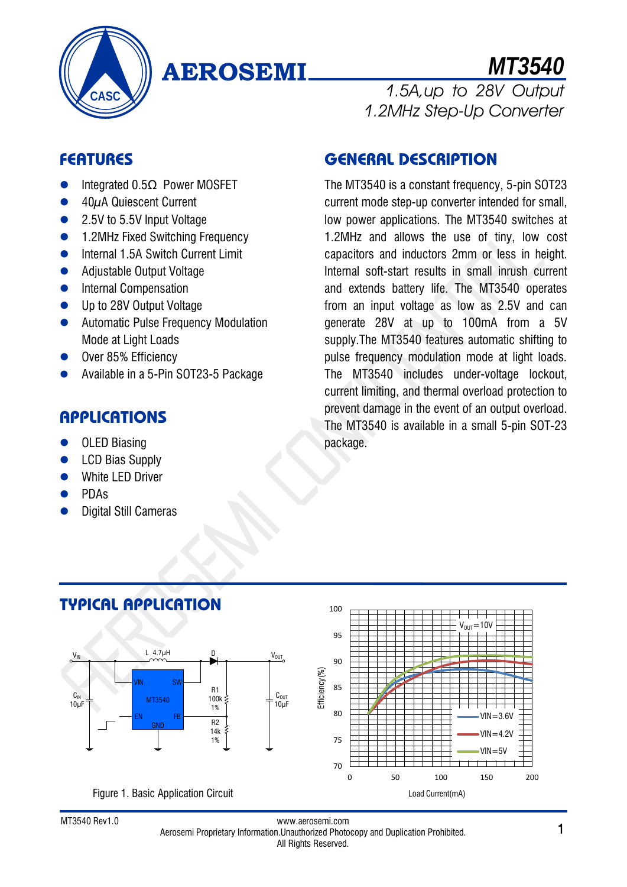# MT3540

## 1.5A, up to 28V Output 1.2MHz Step-Up Converter

## FEATURES

- Integrated 0.5Ω Power MOSFET
- 40μA Quiescent Current
- 2.5V to 5.5V Input Voltage
- 1.2MHz Fixed Switching Frequency
- Internal 1.5A Switch Current Limit
- Adjustable Output Voltage
- Internal Compensation
- Up to 28V Output Voltage
- Automatic Pulse Frequency Modulation Mode at Light Loads
- Over 85% Efficiency
- Available in a 5-Pin SOT23-5 Package

## APPLICATIONS

- OLED Biasing
- LCD Bias Supply
- White LED Driver
- PDAs
- Digital Still Cameras

## GENERAL DESCRIPTION

The MT3540 is a constant frequency, 5-pin SOT23 current mode step-up converter intended for small, low power applications. The MT3540 switches at 1.2MHz and allows the use of tiny, low cost capacitors and inductors 2mm or less in height. Internal soft-start results in small inrush current and extends battery life. The MT3540 operates from an input voltage as low as 2.5V and can generate 28V at up to 100mA from a 5V supply. The MT3540 features automatic shifting to pulse frequency modulation mode at light loads. The MT3540 includes under-voltage lockout, current limiting, and thermal overload protection to prevent damage in the event of an output overload. The MT3540 is available in a small 5-pin SOT-23 package.

## TYPICAL APPLICATION

Figure 1. Basic Application Circuit

MT3540 Rev1.0

www.aerosemi.com

Aerosemi Proprietary Information.Unauthorized Photocopy and Duplication Prohibited.

All Rights Reserved.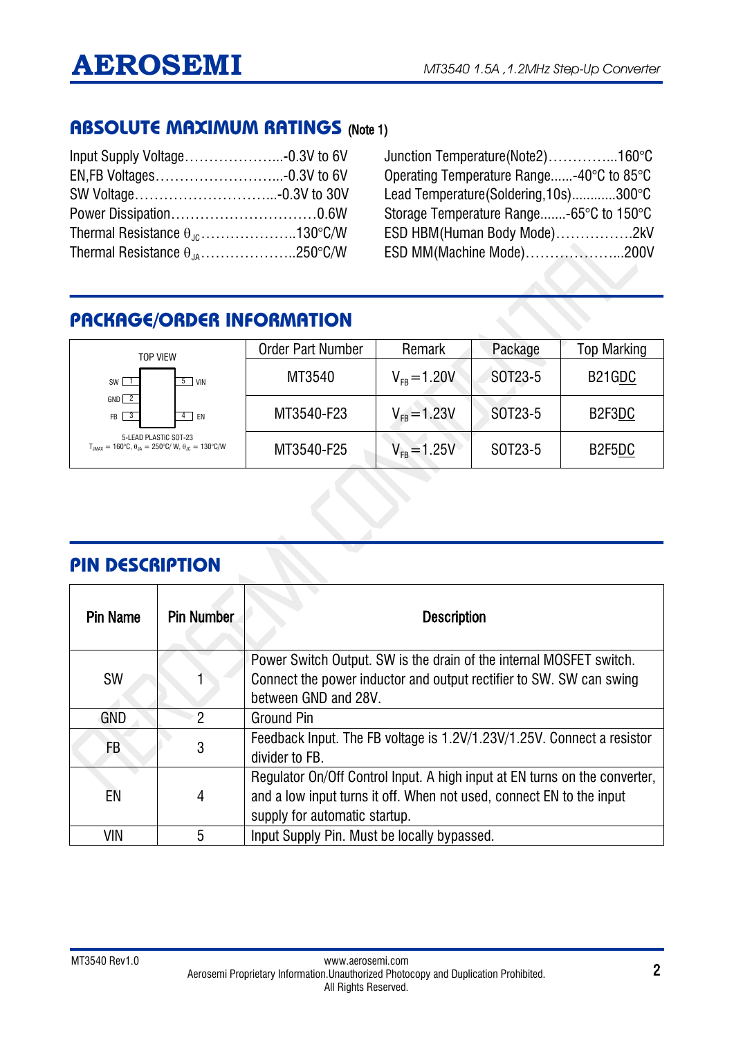## ABSOLUTE MAXIMUM RATINGS (Note 1)

Input Supply Voltage……………….....-0.3V to 6V
EN,FB Voltages……………………....-0.3V to 6V
SW Voltage………………………....-0.3V to 30V
Power Dissipation…………………………0.6W
Thermal Resistance $\theta_{JC}$………………..130°C/W
Thermal Resistance $\theta_{JA}$………………..250°C/W

Junction Temperature(Note2)…………...160°C
Operating Temperature Range......-40°C to 85°C
Lead Temperature(Soldering,10s)...........300°C
Storage Temperature Range.......-65°C to 150°C
ESD HBM(Human Body Mode)……………2kV
ESD MM(Machine Mode)………………...200V

## PACKAGE/ORDER INFORMATION

| TOP VIEW: SW 1, GND 2, FB 3, EN 4, VIN 5; 5-LEAD PLASTIC SOT-23; $T_{JMAX}$ = 160°C, $\theta_{JA}$ = 250°C/W, $\theta_{JC}$ = 130°C/W | Order Part Number | Remark | Package | Top Marking |
|---|---|---|---|---|
| | MT3540 | $V_{FB}$=1.20V | SOT23-5 | B21GDC |
| | MT3540-F23 | $V_{FB}$=1.23V | SOT23-5 | B2F3DC |
| | MT3540-F25 | $V_{FB}$=1.25V | SOT23-5 | B2F5DC |

## PIN DESCRIPTION

| Pin Name | Pin Number | Description |
|---|---|---|
| SW | 1 | Power Switch Output. SW is the drain of the internal MOSFET switch. Connect the power inductor and output rectifier to SW. SW can swing between GND and 28V. |
| GND | 2 | Ground Pin |
| FB | 3 | Feedback Input. The FB voltage is 1.2V/1.23V/1.25V. Connect a resistor divider to FB. |
| EN | 4 | Regulator On/Off Control Input. A high input at EN turns on the converter, and a low input turns it off. When not used, connect EN to the input supply for automatic startup. |
| VIN | 5 | Input Supply Pin. Must be locally bypassed. |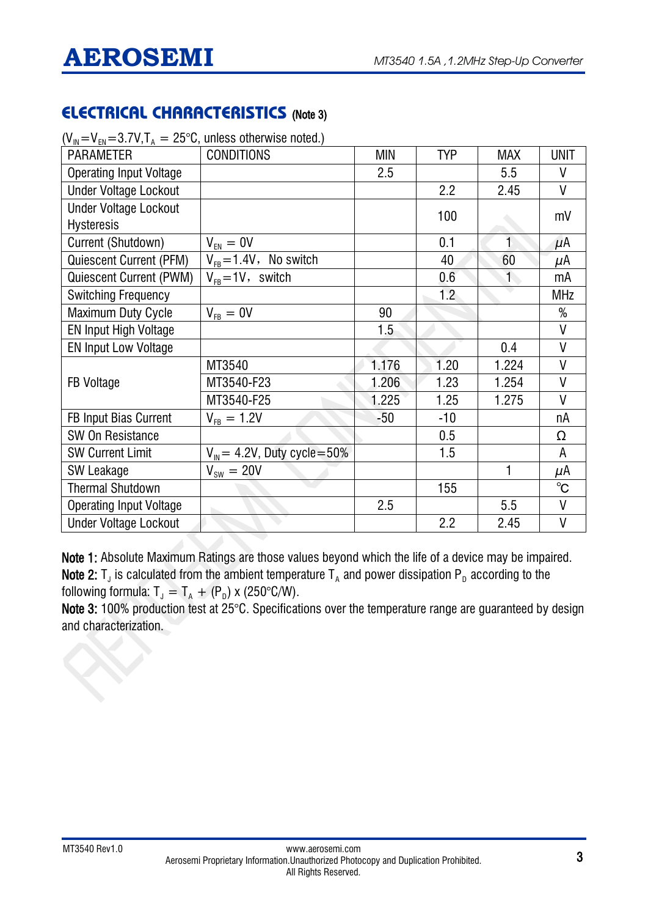## ELECTRICAL CHARACTERISTICS (Note 3)

($V_{IN}=V_{EN}=3.7V, T_A = 25°C$, unless otherwise noted.)

| PARAMETER | CONDITIONS | MIN | TYP | MAX | UNIT |
|---|---|---|---|---|---|
| Operating Input Voltage | | 2.5 | | 5.5 | V |
| Under Voltage Lockout | | | 2.2 | 2.45 | V |
| Under Voltage Lockout Hysteresis | | | 100 | | mV |
| Current (Shutdown) | $V_{EN} = 0V$ | | 0.1 | 1 | μA |
| Quiescent Current (PFM) | $V_{FB}=1.4V$, No switch | | 40 | 60 | μA |
| Quiescent Current (PWM) | $V_{FB}=1V$, switch | | 0.6 | 1 | mA |
| Switching Frequency | | | 1.2 | | MHz |
| Maximum Duty Cycle | $V_{FB} = 0V$ | 90 | | | % |
| EN Input High Voltage | | 1.5 | | | V |
| EN Input Low Voltage | | | | 0.4 | V |
| FB Voltage | MT3540 | 1.176 | 1.20 | 1.224 | V |
| | MT3540-F23 | 1.206 | 1.23 | 1.254 | V |
| | MT3540-F25 | 1.225 | 1.25 | 1.275 | V |
| FB Input Bias Current | $V_{FB} = 1.2V$ | -50 | -10 | | nA |
| SW On Resistance | | | 0.5 | | Ω |
| SW Current Limit | $V_{IN} = 4.2V$, Duty cycle=50% | | 1.5 | | A |
| SW Leakage | $V_{SW} = 20V$ | | | 1 | μA |
| Thermal Shutdown | | | 155 | | ℃ |
| Operating Input Voltage | | 2.5 | | 5.5 | V |
| Under Voltage Lockout | | | 2.2 | 2.45 | V |

**Note 1:** Absolute Maximum Ratings are those values beyond which the life of a device may be impaired.

**Note 2:** $T_J$ is calculated from the ambient temperature $T_A$ and power dissipation $P_D$ according to the following formula: $T_J = T_A + (P_D) \times (250°C/W)$.

**Note 3:** 100% production test at 25°C. Specifications over the temperature range are guaranteed by design and characterization.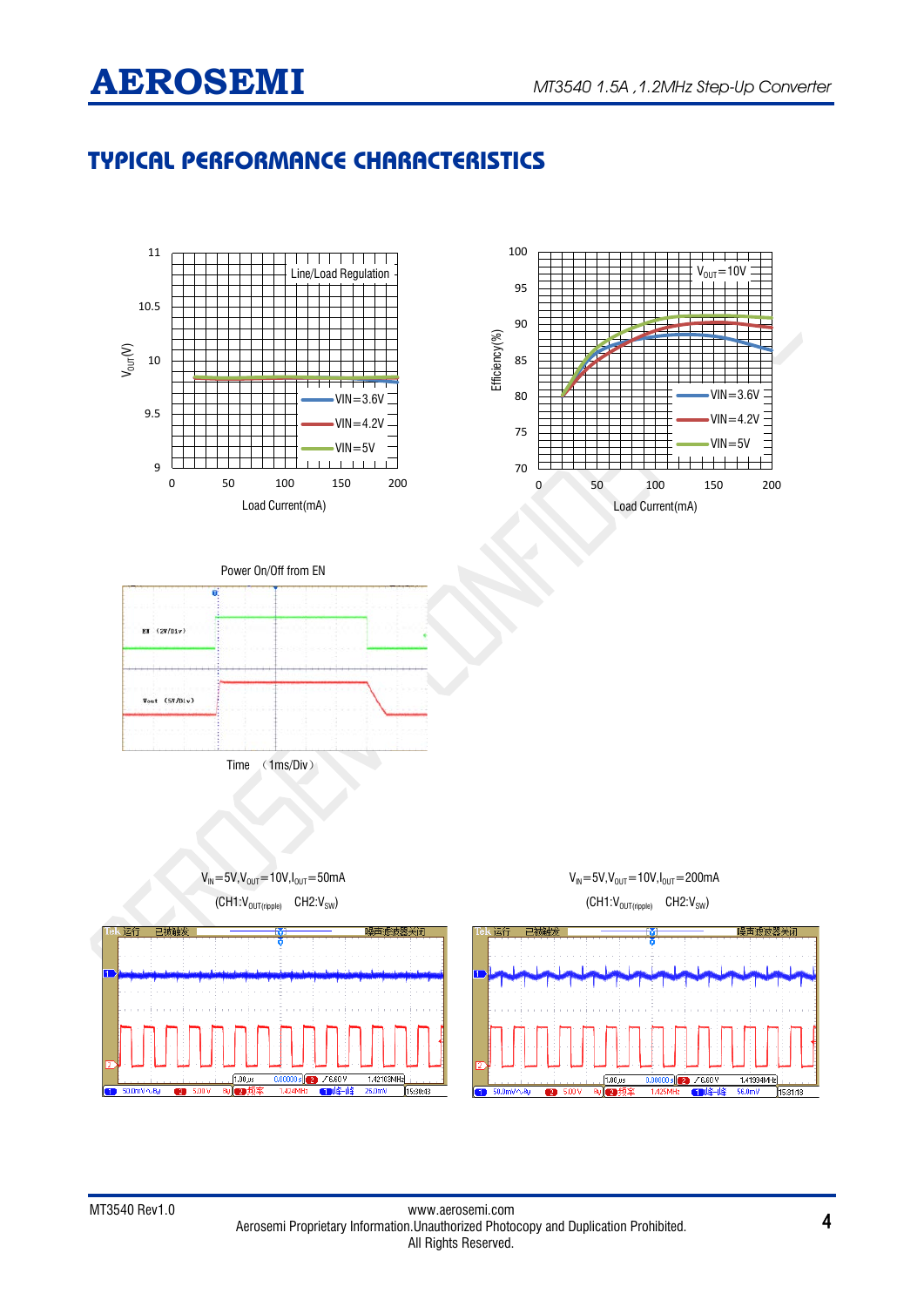## TYPICAL PERFORMANCE CHARACTERISTICS

Line/Load Regulation

$V_{OUT}$(V) vs Load Current(mA) — VIN=3.6V, VIN=4.2V, VIN=5V

$V_{OUT}$=10V

Efficiency(%) vs Load Current(mA) — VIN=3.6V, VIN=4.2V, VIN=5V

Power On/Off from EN

EN (2V/Div)

Vout (5V/Div)

Time （1ms/Div）

$V_{IN}$=5V,$V_{OUT}$=10V,$I_{OUT}$=50mA

(CH1:$V_{OUT(ripple)}$ CH2:$V_{SW}$)

$V_{IN}$=5V,$V_{OUT}$=10V,$I_{OUT}$=200mA

(CH1:$V_{OUT(ripple)}$ CH2:$V_{SW}$)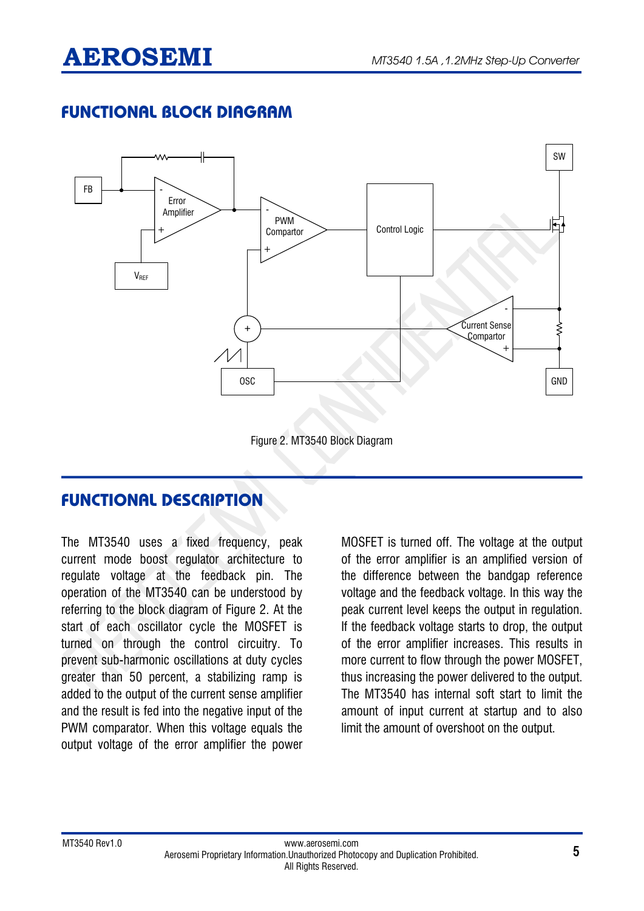## FUNCTIONAL BLOCK DIAGRAM

Figure 2. MT3540 Block Diagram

## FUNCTIONAL DESCRIPTION

The MT3540 uses a fixed frequency, peak current mode boost regulator architecture to regulate voltage at the feedback pin. The operation of the MT3540 can be understood by referring to the block diagram of Figure 2. At the start of each oscillator cycle the MOSFET is turned on through the control circuitry. To prevent sub-harmonic oscillations at duty cycles greater than 50 percent, a stabilizing ramp is added to the output of the current sense amplifier and the result is fed into the negative input of the PWM comparator. When this voltage equals the output voltage of the error amplifier the power MOSFET is turned off. The voltage at the output of the error amplifier is an amplified version of the difference between the bandgap reference voltage and the feedback voltage. In this way the peak current level keeps the output in regulation. If the feedback voltage starts to drop, the output of the error amplifier increases. This results in more current to flow through the power MOSFET, thus increasing the power delivered to the output. The MT3540 has internal soft start to limit the amount of input current at startup and to also limit the amount of overshoot on the output.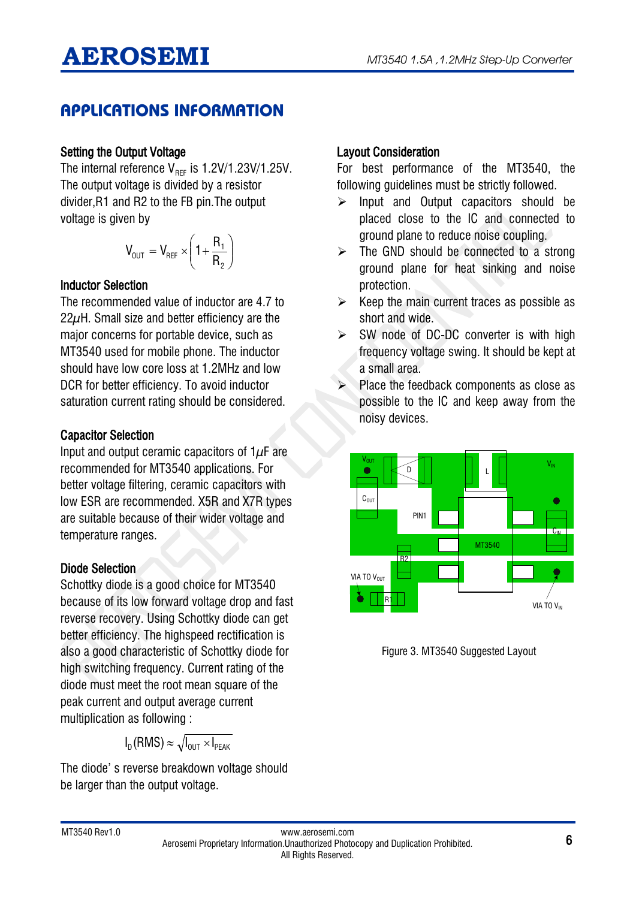# APPLICATIONS INFORMATION

## Setting the Output Voltage

The internal reference $V_{REF}$ is 1.2V/1.23V/1.25V. The output voltage is divided by a resistor divider,R1 and R2 to the FB pin.The output voltage is given by

$$V_{OUT} = V_{REF} \times \left(1 + \frac{R_1}{R_2}\right)$$

## Inductor Selection

The recommended value of inductor are 4.7 to 22μH. Small size and better efficiency are the major concerns for portable device, such as MT3540 used for mobile phone. The inductor should have low core loss at 1.2MHz and low DCR for better efficiency. To avoid inductor saturation current rating should be considered.

## Capacitor Selection

Input and output ceramic capacitors of 1μF are recommended for MT3540 applications. For better voltage filtering, ceramic capacitors with low ESR are recommended. X5R and X7R types are suitable because of their wider voltage and temperature ranges.

## Diode Selection

Schottky diode is a good choice for MT3540 because of its low forward voltage drop and fast reverse recovery. Using Schottky diode can get better efficiency. The highspeed rectification is also a good characteristic of Schottky diode for high switching frequency. Current rating of the diode must meet the root mean square of the peak current and output average current multiplication as following :

$$I_D(RMS) \approx \sqrt{I_{OUT} \times I_{PEAK}}$$

The diode' s reverse breakdown voltage should be larger than the output voltage.

## Layout Consideration

For best performance of the MT3540, the following guidelines must be strictly followed.

- Input and Output capacitors should be placed close to the IC and connected to ground plane to reduce noise coupling.
- The GND should be connected to a strong ground plane for heat sinking and noise protection.
- Keep the main current traces as possible as short and wide.
- SW node of DC-DC converter is with high frequency voltage swing. It should be kept at a small area.
- Place the feedback components as close as possible to the IC and keep away from the noisy devices.

Figure 3. MT3540 Suggested Layout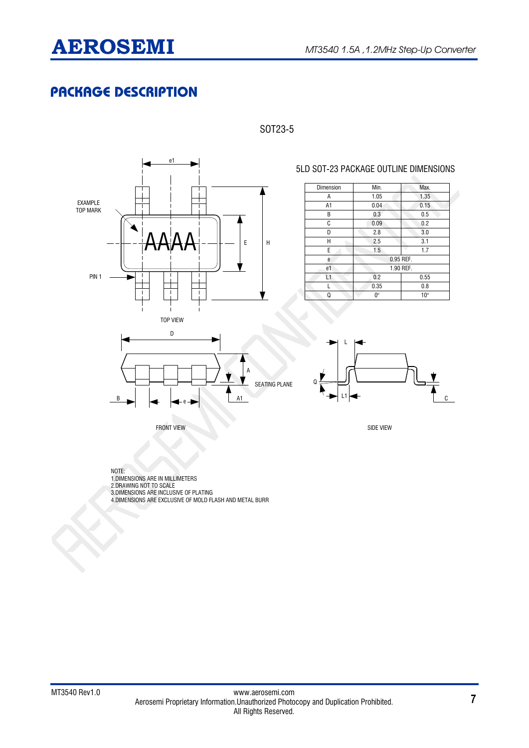## PACKAGE DESCRIPTION

SOT23-5

5LD SOT-23 PACKAGE OUTLINE DIMENSIONS

| Dimension | Min. | Max. |
|---|---|---|
| A | 1.05 | 1.35 |
| A1 | 0.04 | 0.15 |
| B | 0.3 | 0.5 |
| C | 0.09 | 0.2 |
| D | 2.8 | 3.0 |
| H | 2.5 | 3.1 |
| E | 1.5 | 1.7 |
| e | 0.95 REF. | |
| e1 | 1.90 REF. | |
| L1 | 0.2 | 0.55 |
| L | 0.35 | 0.8 |
| Q | 0° | 10° |

NOTE:
1.DIMENSIONS ARE IN MILLIMETERS
2.DRAWING NOT TO SCALE
3.DIMENSIONS ARE INCLUSIVE OF PLATING
4.DIMENSIONS ARE EXCLUSIVE OF MOLD FLASH AND METAL BURR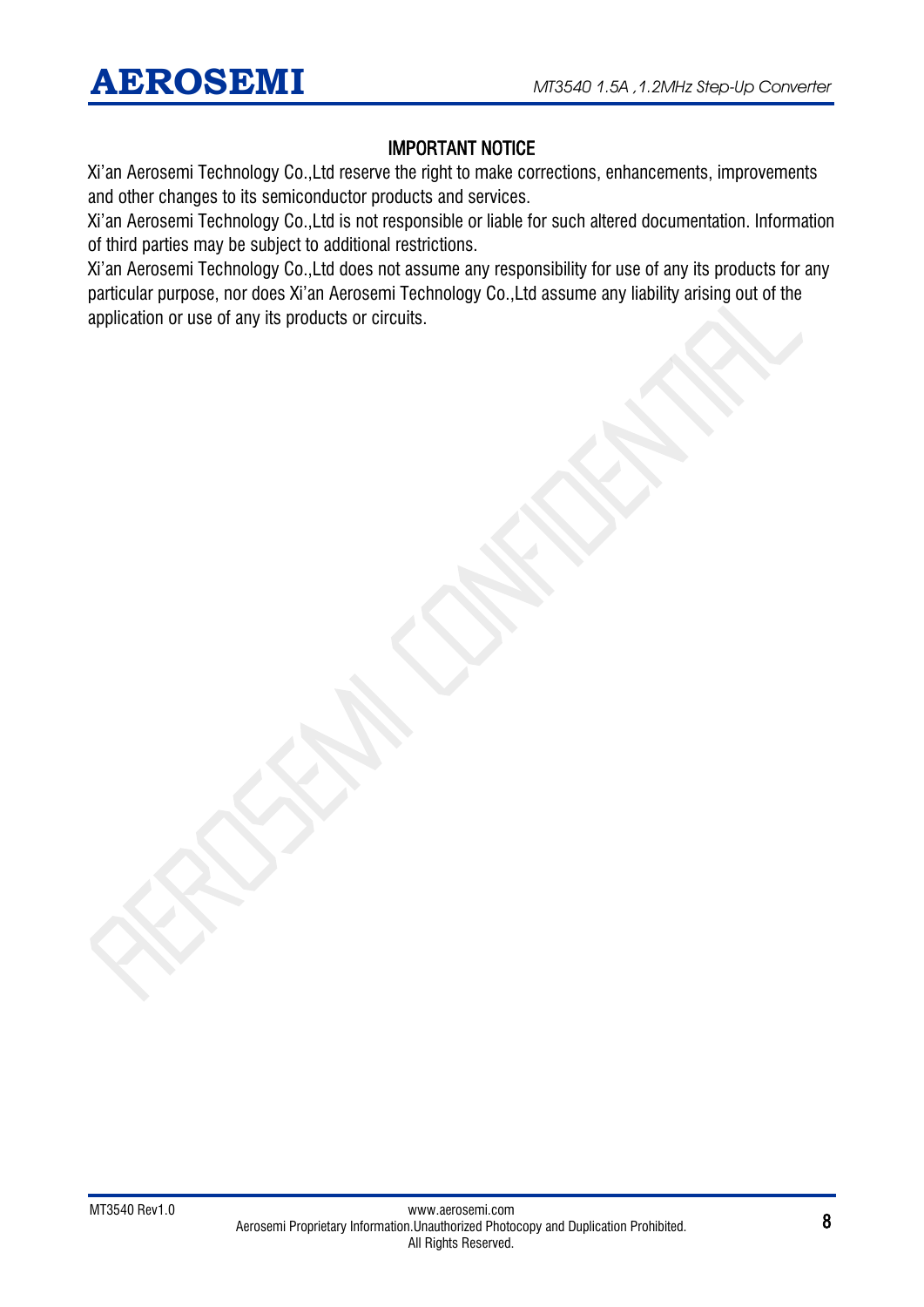## IMPORTANT NOTICE

Xi'an Aerosemi Technology Co.,Ltd reserve the right to make corrections, enhancements, improvements and other changes to its semiconductor products and services.

Xi'an Aerosemi Technology Co.,Ltd is not responsible or liable for such altered documentation. Information of third parties may be subject to additional restrictions.

Xi'an Aerosemi Technology Co.,Ltd does not assume any responsibility for use of any its products for any particular purpose, nor does Xi'an Aerosemi Technology Co.,Ltd assume any liability arising out of the application or use of any its products or circuits.